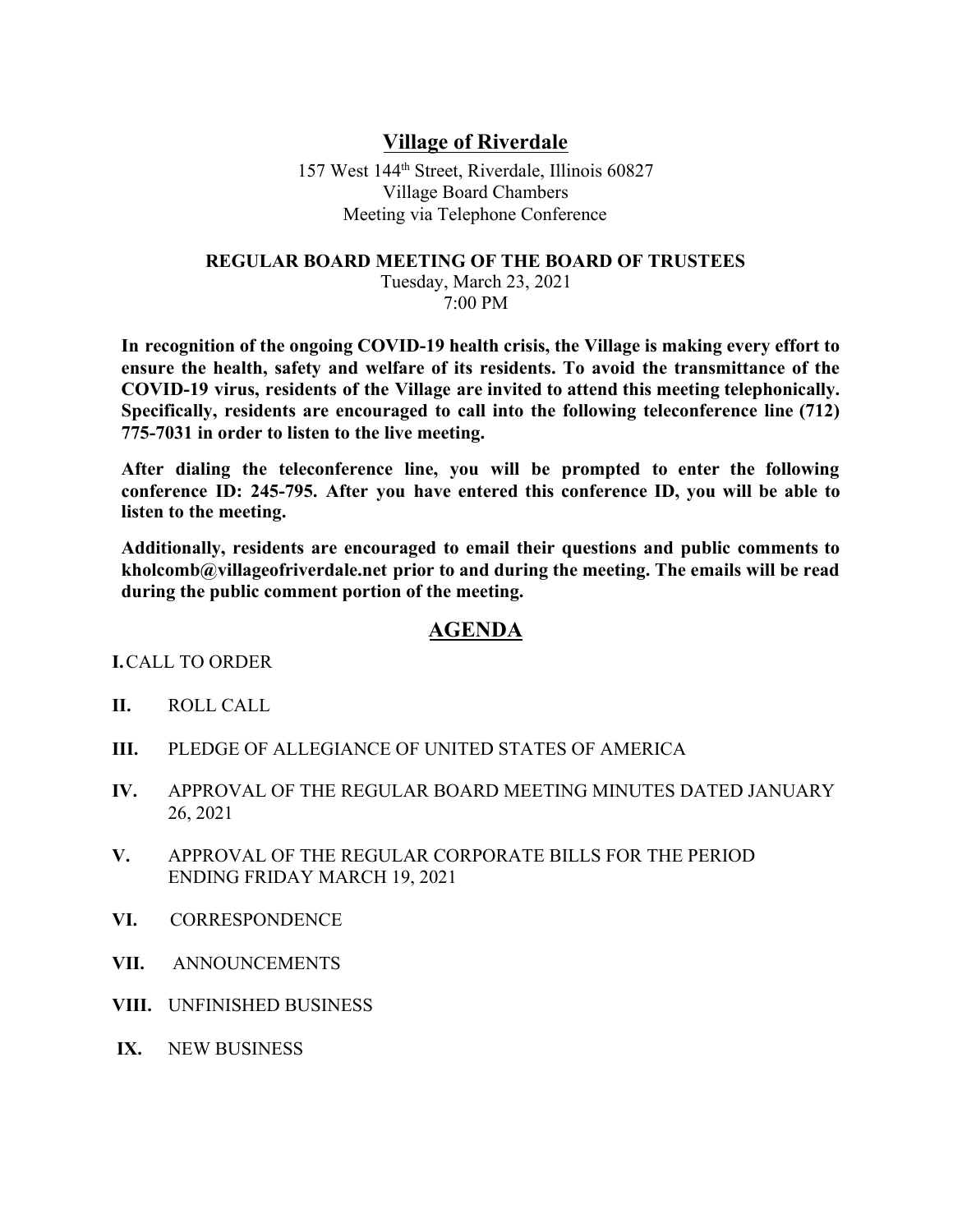# Village of Riverdale

157 West 144th Street, Riverdale, Illinois 60827
Village Board Chambers
Meeting via Telephone Conference

## REGULAR BOARD MEETING OF THE BOARD OF TRUSTEES

Tuesday, March 23, 2021
7:00 PM

**In recognition of the ongoing COVID-19 health crisis, the Village is making every effort to ensure the health, safety and welfare of its residents. To avoid the transmittance of the COVID-19 virus, residents of the Village are invited to attend this meeting telephonically. Specifically, residents are encouraged to call into the following teleconference line (712) 775-7031 in order to listen to the live meeting.**

**After dialing the teleconference line, you will be prompted to enter the following conference ID: 245-795. After you have entered this conference ID, you will be able to listen to the meeting.**

**Additionally, residents are encouraged to email their questions and public comments to kholcomb@villageofriverdale.net prior to and during the meeting. The emails will be read during the public comment portion of the meeting.**

## AGENDA

**I.** CALL TO ORDER

**II.** ROLL CALL

**III.** PLEDGE OF ALLEGIANCE OF UNITED STATES OF AMERICA

**IV.** APPROVAL OF THE REGULAR BOARD MEETING MINUTES DATED JANUARY 26, 2021

**V.** APPROVAL OF THE REGULAR CORPORATE BILLS FOR THE PERIOD ENDING FRIDAY MARCH 19, 2021

**VI.** CORRESPONDENCE

**VII.** ANNOUNCEMENTS

**VIII.** UNFINISHED BUSINESS

**IX.** NEW BUSINESS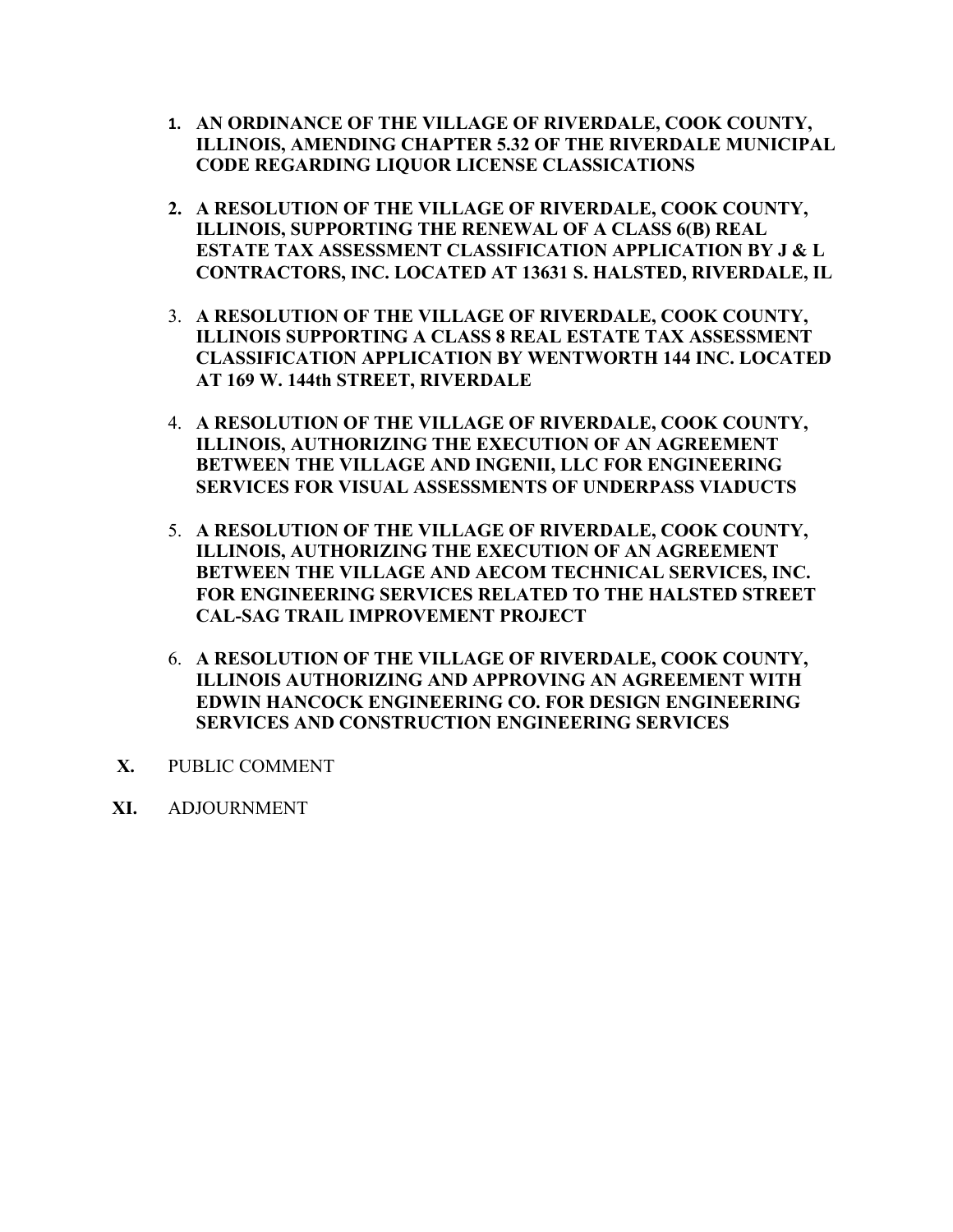1. **AN ORDINANCE OF THE VILLAGE OF RIVERDALE, COOK COUNTY, ILLINOIS, AMENDING CHAPTER 5.32 OF THE RIVERDALE MUNICIPAL CODE REGARDING LIQUOR LICENSE CLASSICATIONS**

2. **A RESOLUTION OF THE VILLAGE OF RIVERDALE, COOK COUNTY, ILLINOIS, SUPPORTING THE RENEWAL OF A CLASS 6(B) REAL ESTATE TAX ASSESSMENT CLASSIFICATION APPLICATION BY J & L CONTRACTORS, INC. LOCATED AT 13631 S. HALSTED, RIVERDALE, IL**

3. **A RESOLUTION OF THE VILLAGE OF RIVERDALE, COOK COUNTY, ILLINOIS SUPPORTING A CLASS 8 REAL ESTATE TAX ASSESSMENT CLASSIFICATION APPLICATION BY WENTWORTH 144 INC. LOCATED AT 169 W. 144th STREET, RIVERDALE**

4. **A RESOLUTION OF THE VILLAGE OF RIVERDALE, COOK COUNTY, ILLINOIS, AUTHORIZING THE EXECUTION OF AN AGREEMENT BETWEEN THE VILLAGE AND INGENII, LLC FOR ENGINEERING SERVICES FOR VISUAL ASSESSMENTS OF UNDERPASS VIADUCTS**

5. **A RESOLUTION OF THE VILLAGE OF RIVERDALE, COOK COUNTY, ILLINOIS, AUTHORIZING THE EXECUTION OF AN AGREEMENT BETWEEN THE VILLAGE AND AECOM TECHNICAL SERVICES, INC. FOR ENGINEERING SERVICES RELATED TO THE HALSTED STREET CAL-SAG TRAIL IMPROVEMENT PROJECT**

6. **A RESOLUTION OF THE VILLAGE OF RIVERDALE, COOK COUNTY, ILLINOIS AUTHORIZING AND APPROVING AN AGREEMENT WITH EDWIN HANCOCK ENGINEERING CO. FOR DESIGN ENGINEERING SERVICES AND CONSTRUCTION ENGINEERING SERVICES**

**X.** PUBLIC COMMENT

**XI.** ADJOURNMENT